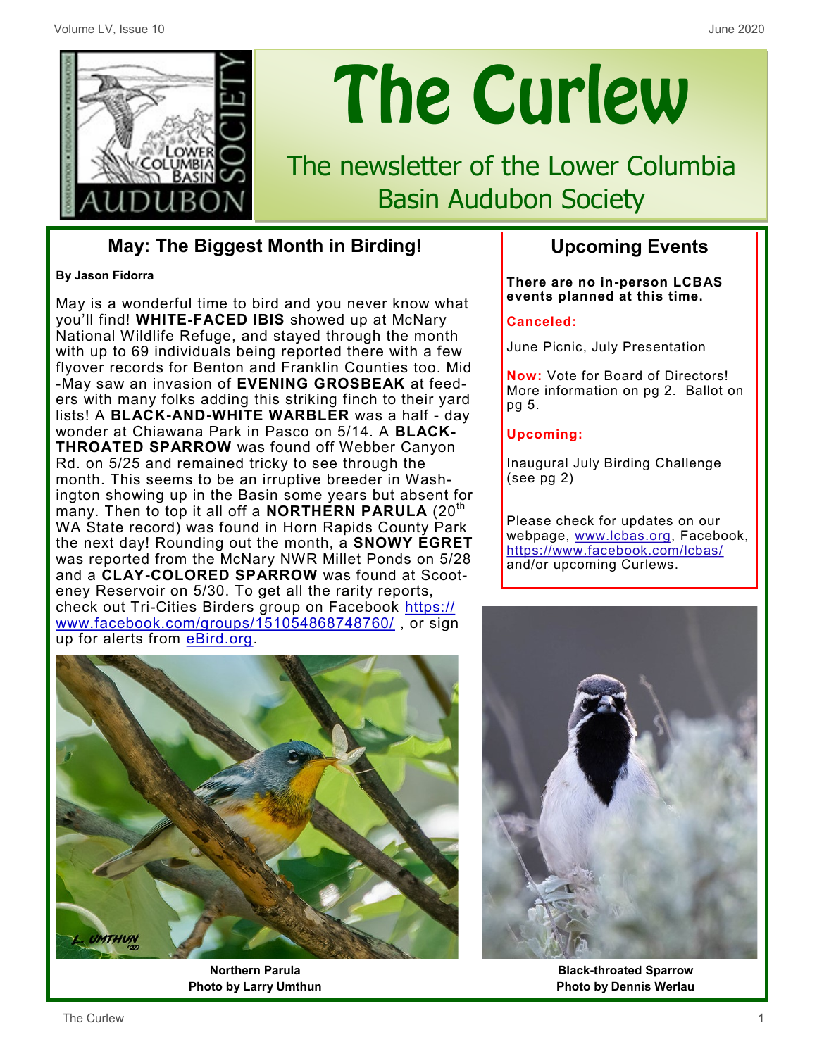# The Curlew

The newsletter of the Lower Columbia Basin Audubon Society

## May: The Biggest Month in Birding!

**By Jason Fidorra**

May is a wonderful time to bird and you never know what you'll find! **WHITE-FACED IBIS** showed up at McNary National Wildlife Refuge, and stayed through the month with up to 69 individuals being reported there with a few flyover records for Benton and Franklin Counties too. Mid-May saw an invasion of **EVENING GROSBEAK** at feeders with many folks adding this striking finch to their yard lists! A **BLACK-AND-WHITE WARBLER** was a half - day wonder at Chiawana Park in Pasco on 5/14. A **BLACK-THROATED SPARROW** was found off Webber Canyon Rd. on 5/25 and remained tricky to see through the month. This seems to be an irruptive breeder in Washington showing up in the Basin some years but absent for many. Then to top it all off a **NORTHERN PARULA** (20th WA State record) was found in Horn Rapids County Park the next day! Rounding out the month, a **SNOWY EGRET** was reported from the McNary NWR Millet Ponds on 5/28 and a **CLAY-COLORED SPARROW** was found at Scooteney Reservoir on 5/30. To get all the rarity reports, check out Tri-Cities Birders group on Facebook https://www.facebook.com/groups/151054868748760/ , or sign up for alerts from eBird.org.

Northern Parula
Photo by Larry Umthun

## Upcoming Events

**There are no in-person LCBAS events planned at this time.**

**Canceled:**

June Picnic, July Presentation

**Now:** Vote for Board of Directors! More information on pg 2. Ballot on pg 5.

**Upcoming:**

Inaugural July Birding Challenge (see pg 2)

Please check for updates on our webpage, www.lcbas.org, Facebook, https://www.facebook.com/lcbas/ and/or upcoming Curlews.

Black-throated Sparrow
Photo by Dennis Werlau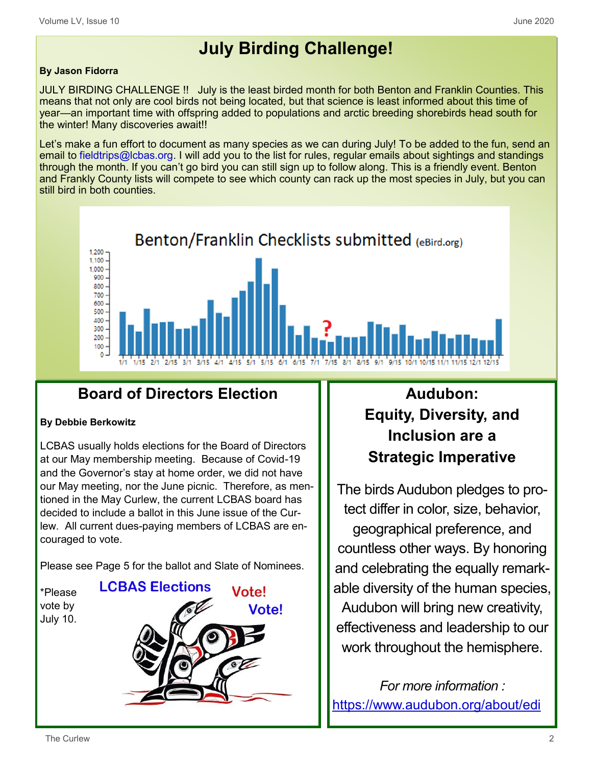# July Birding Challenge!

**By Jason Fidorra**

JULY BIRDING CHALLENGE !! July is the least birded month for both Benton and Franklin Counties. This means that not only are cool birds not being located, but that science is least informed about this time of year—an important time with offspring added to populations and arctic breeding shorebirds head south for the winter! Many discoveries await!!

Let's make a fun effort to document as many species as we can during July! To be added to the fun, send an email to fieldtrips@lcbas.org. I will add you to the list for rules, regular emails about sightings and standings through the month. If you can't go bird you can still sign up to follow along. This is a friendly event. Benton and Frankly County lists will compete to see which county can rack up the most species in July, but you can still bird in both counties.

Benton/Franklin Checklists submitted (eBird.org)

## Board of Directors Election

**By Debbie Berkowitz**

LCBAS usually holds elections for the Board of Directors at our May membership meeting. Because of Covid-19 and the Governor's stay at home order, we did not have our May meeting, nor the June picnic. Therefore, as mentioned in the May Curlew, the current LCBAS board has decided to include a ballot in this June issue of the Curlew. All current dues-paying members of LCBAS are encouraged to vote.

Please see Page 5 for the ballot and Slate of Nominees.

*Please vote by July 10.

LCBAS Elections Vote! Vote!

## Audubon: Equity, Diversity, and Inclusion are a Strategic Imperative

The birds Audubon pledges to protect differ in color, size, behavior, geographical preference, and countless other ways. By honoring and celebrating the equally remarkable diversity of the human species, Audubon will bring new creativity, effectiveness and leadership to our work throughout the hemisphere.

*For more information :*

https://www.audubon.org/about/edi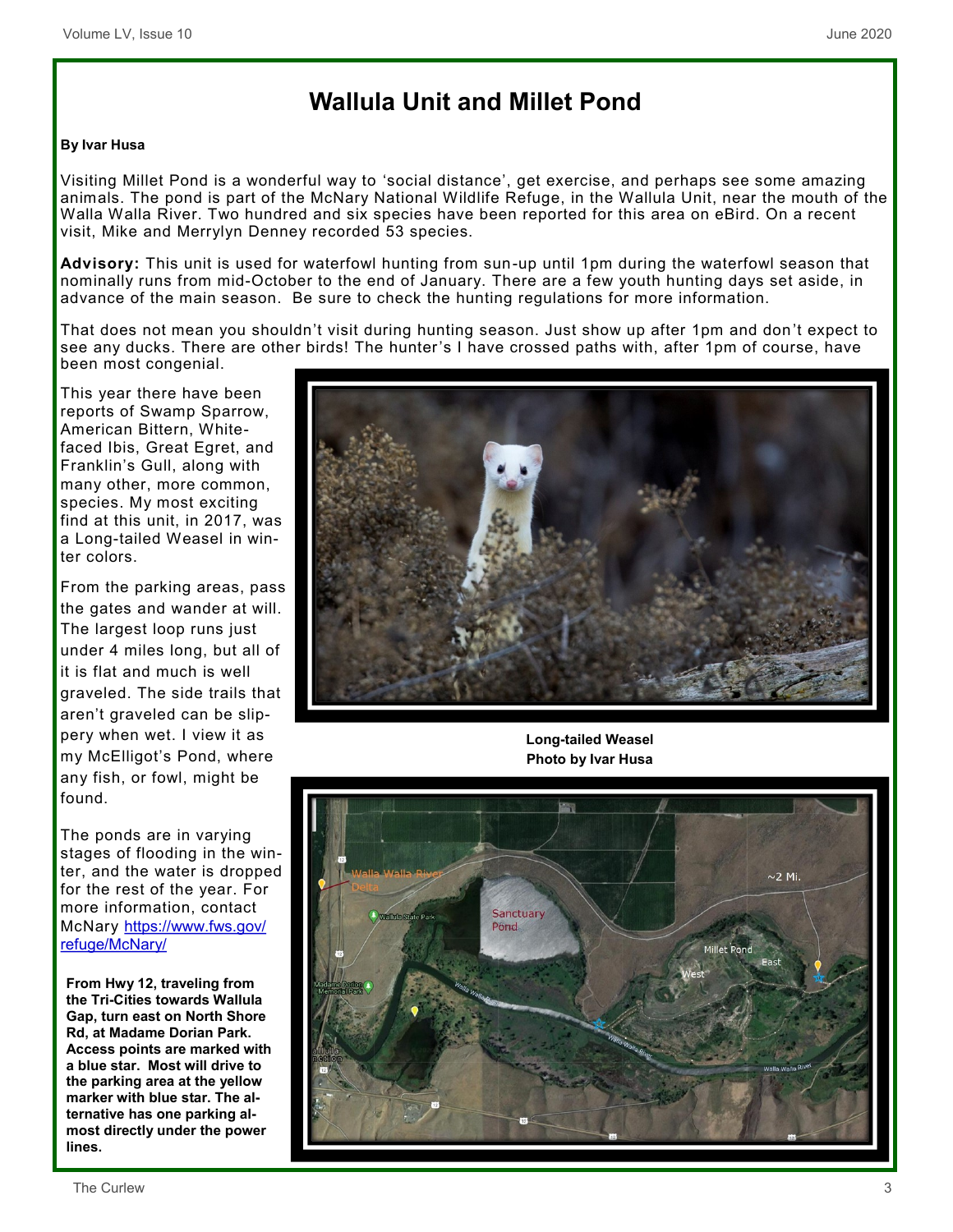# Wallula Unit and Millet Pond

**By Ivar Husa**

Visiting Millet Pond is a wonderful way to 'social distance', get exercise, and perhaps see some amazing animals. The pond is part of the McNary National Wildlife Refuge, in the Wallula Unit, near the mouth of the Walla Walla River. Two hundred and six species have been reported for this area on eBird. On a recent visit, Mike and Merrylyn Denney recorded 53 species.

**Advisory:** This unit is used for waterfowl hunting from sun-up until 1pm during the waterfowl season that nominally runs from mid-October to the end of January. There are a few youth hunting days set aside, in advance of the main season. Be sure to check the hunting regulations for more information.

That does not mean you shouldn't visit during hunting season. Just show up after 1pm and don't expect to see any ducks. There are other birds! The hunter's I have crossed paths with, after 1pm of course, have been most congenial.

This year there have been reports of Swamp Sparrow, American Bittern, White-faced Ibis, Great Egret, and Franklin's Gull, along with many other, more common, species. My most exciting find at this unit, in 2017, was a Long-tailed Weasel in winter colors.

From the parking areas, pass the gates and wander at will. The largest loop runs just under 4 miles long, but all of it is flat and much is well graveled. The side trails that aren't graveled can be slippery when wet. I view it as my McElligot's Pond, where any fish, or fowl, might be found.

The ponds are in varying stages of flooding in the winter, and the water is dropped for the rest of the year. For more information, contact McNary https://www.fws.gov/refuge/McNary/

**Long-tailed Weasel**
**Photo by Ivar Husa**

**From Hwy 12, traveling from the Tri-Cities towards Wallula Gap, turn east on North Shore Rd, at Madame Dorian Park. Access points are marked with a blue star. Most will drive to the parking area at the yellow marker with blue star. The alternative has one parking almost directly under the power lines.**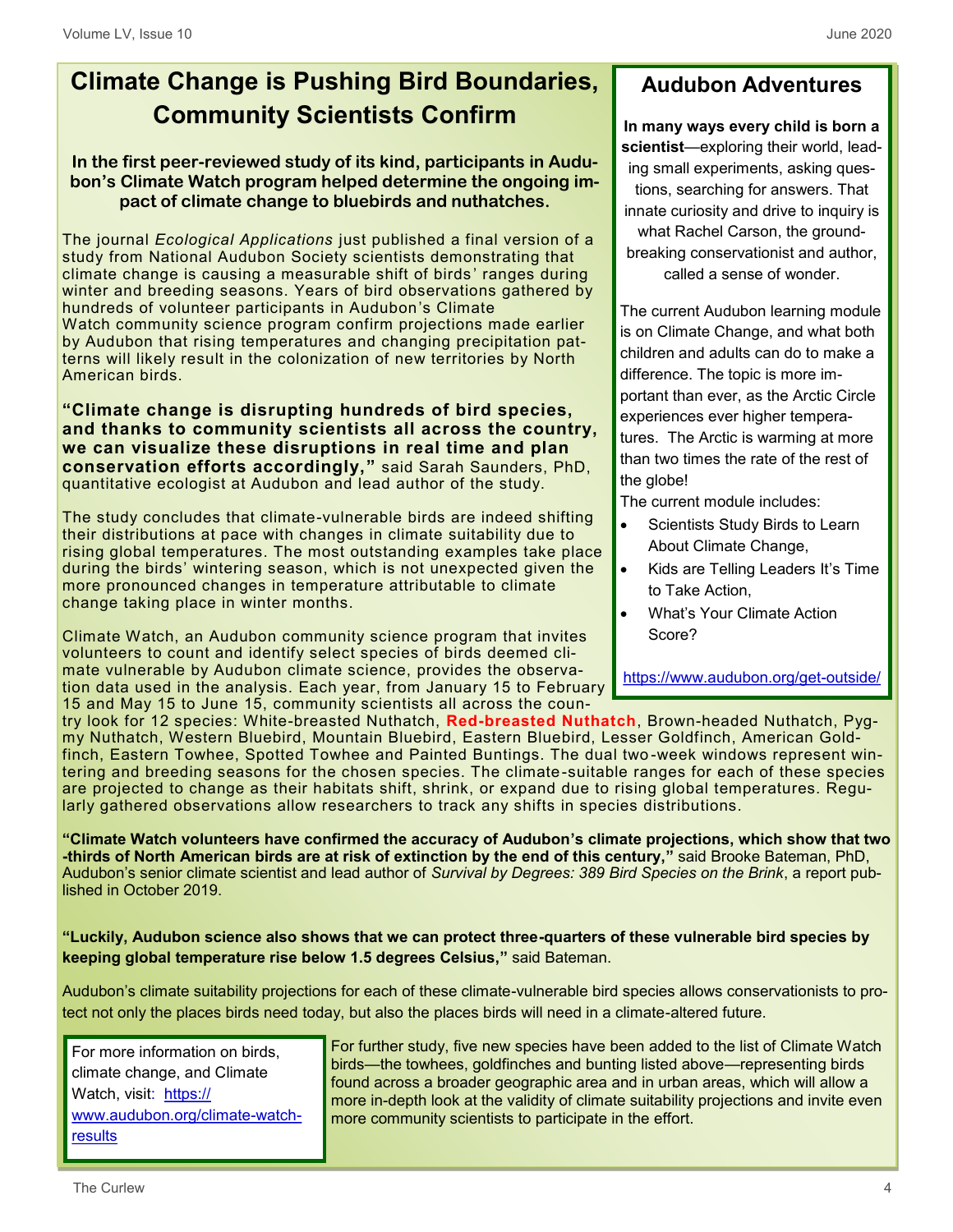# Climate Change is Pushing Bird Boundaries, Community Scientists Confirm

**In the first peer-reviewed study of its kind, participants in Audubon's Climate Watch program helped determine the ongoing impact of climate change to bluebirds and nuthatches.**

The journal *Ecological Applications* just published a final version of a study from National Audubon Society scientists demonstrating that climate change is causing a measurable shift of birds' ranges during winter and breeding seasons. Years of bird observations gathered by hundreds of volunteer participants in Audubon's Climate Watch community science program confirm projections made earlier by Audubon that rising temperatures and changing precipitation patterns will likely result in the colonization of new territories by North American birds.

**"Climate change is disrupting hundreds of bird species, and thanks to community scientists all across the country, we can visualize these disruptions in real time and plan conservation efforts accordingly,"** said Sarah Saunders, PhD, quantitative ecologist at Audubon and lead author of the study.

The study concludes that climate-vulnerable birds are indeed shifting their distributions at pace with changes in climate suitability due to rising global temperatures. The most outstanding examples take place during the birds' wintering season, which is not unexpected given the more pronounced changes in temperature attributable to climate change taking place in winter months.

Climate Watch, an Audubon community science program that invites volunteers to count and identify select species of birds deemed climate vulnerable by Audubon climate science, provides the observation data used in the analysis. Each year, from January 15 to February 15 and May 15 to June 15, community scientists all across the country look for 12 species: White-breasted Nuthatch, **Red-breasted Nuthatch**, Brown-headed Nuthatch, Pygmy Nuthatch, Western Bluebird, Mountain Bluebird, Eastern Bluebird, Lesser Goldfinch, American Goldfinch, Eastern Towhee, Spotted Towhee and Painted Buntings. The dual two-week windows represent wintering and breeding seasons for the chosen species. The climate-suitable ranges for each of these species are projected to change as their habitats shift, shrink, or expand due to rising global temperatures. Regularly gathered observations allow researchers to track any shifts in species distributions.

**"Climate Watch volunteers have confirmed the accuracy of Audubon's climate projections, which show that two-thirds of North American birds are at risk of extinction by the end of this century,"** said Brooke Bateman, PhD, Audubon's senior climate scientist and lead author of *Survival by Degrees: 389 Bird Species on the Brink*, a report published in October 2019.

**"Luckily, Audubon science also shows that we can protect three-quarters of these vulnerable bird species by keeping global temperature rise below 1.5 degrees Celsius,"** said Bateman.

Audubon's climate suitability projections for each of these climate-vulnerable bird species allows conservationists to protect not only the places birds need today, but also the places birds will need in a climate-altered future.

For further study, five new species have been added to the list of Climate Watch birds—the towhees, goldfinches and bunting listed above—representing birds found across a broader geographic area and in urban areas, which will allow a more in-depth look at the validity of climate suitability projections and invite even more community scientists to participate in the effort.

For more information on birds, climate change, and Climate Watch, visit: https://www.audubon.org/climate-watch-results

## Audubon Adventures

**In many ways every child is born a scientist**—exploring their world, leading small experiments, asking questions, searching for answers. That innate curiosity and drive to inquiry is what Rachel Carson, the groundbreaking conservationist and author, called a sense of wonder.

The current Audubon learning module is on Climate Change, and what both children and adults can do to make a difference. The topic is more important than ever, as the Arctic Circle experiences ever higher temperatures. The Arctic is warming at more than two times the rate of the rest of the globe!

The current module includes:

- Scientists Study Birds to Learn About Climate Change,
- Kids are Telling Leaders It's Time to Take Action,
- What's Your Climate Action Score?

https://www.audubon.org/get-outside/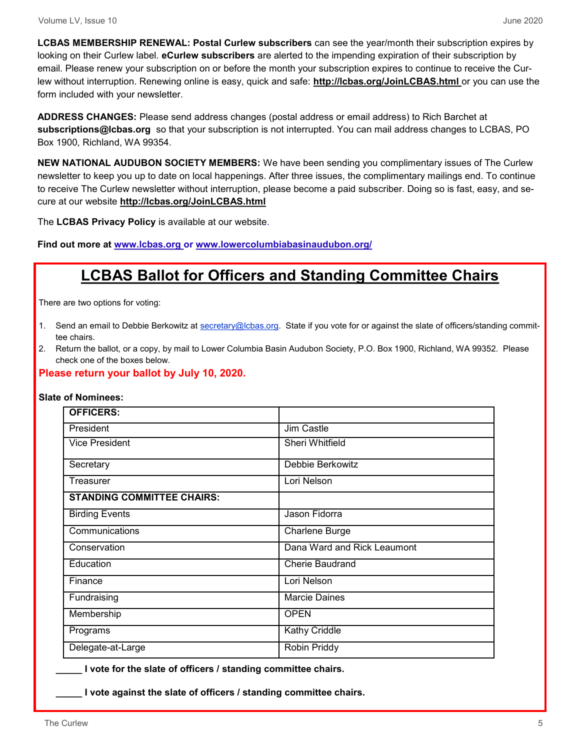**LCBAS MEMBERSHIP RENEWAL: Postal Curlew subscribers** can see the year/month their subscription expires by looking on their Curlew label. **eCurlew subscribers** are alerted to the impending expiration of their subscription by email. Please renew your subscription on or before the month your subscription expires to continue to receive the Curlew without interruption. Renewing online is easy, quick and safe: **http://lcbas.org/JoinLCBAS.html** or you can use the form included with your newsletter.

**ADDRESS CHANGES:** Please send address changes (postal address or email address) to Rich Barchet at **subscriptions@lcbas.org** so that your subscription is not interrupted. You can mail address changes to LCBAS, PO Box 1900, Richland, WA 99354.

**NEW NATIONAL AUDUBON SOCIETY MEMBERS:** We have been sending you complimentary issues of The Curlew newsletter to keep you up to date on local happenings. After three issues, the complimentary mailings end. To continue to receive The Curlew newsletter without interruption, please become a paid subscriber. Doing so is fast, easy, and secure at our website **http://lcbas.org/JoinLCBAS.html**

The **LCBAS Privacy Policy** is available at our website.

**Find out more at www.lcbas.org or www.lowercolumbiabasinaudubon.org/**

## LCBAS Ballot for Officers and Standing Committee Chairs

There are two options for voting:

1. Send an email to Debbie Berkowitz at secretary@lcbas.org. State if you vote for or against the slate of officers/standing committee chairs.
2. Return the ballot, or a copy, by mail to Lower Columbia Basin Audubon Society, P.O. Box 1900, Richland, WA 99352. Please check one of the boxes below.

**Please return your ballot by July 10, 2020.**

**Slate of Nominees:**

| **OFFICERS:** | |
|---|---|
| President | Jim Castle |
| Vice President | Sheri Whitfield |
| Secretary | Debbie Berkowitz |
| Treasurer | Lori Nelson |
| **STANDING COMMITTEE CHAIRS:** | |
| Birding Events | Jason Fidorra |
| Communications | Charlene Burge |
| Conservation | Dana Ward and Rick Leaumont |
| Education | Cherie Baudrand |
| Finance | Lori Nelson |
| Fundraising | Marcie Daines |
| Membership | OPEN |
| Programs | Kathy Criddle |
| Delegate-at-Large | Robin Priddy |

**_____ I vote for the slate of officers / standing committee chairs.**

**_____ I vote against the slate of officers / standing committee chairs.**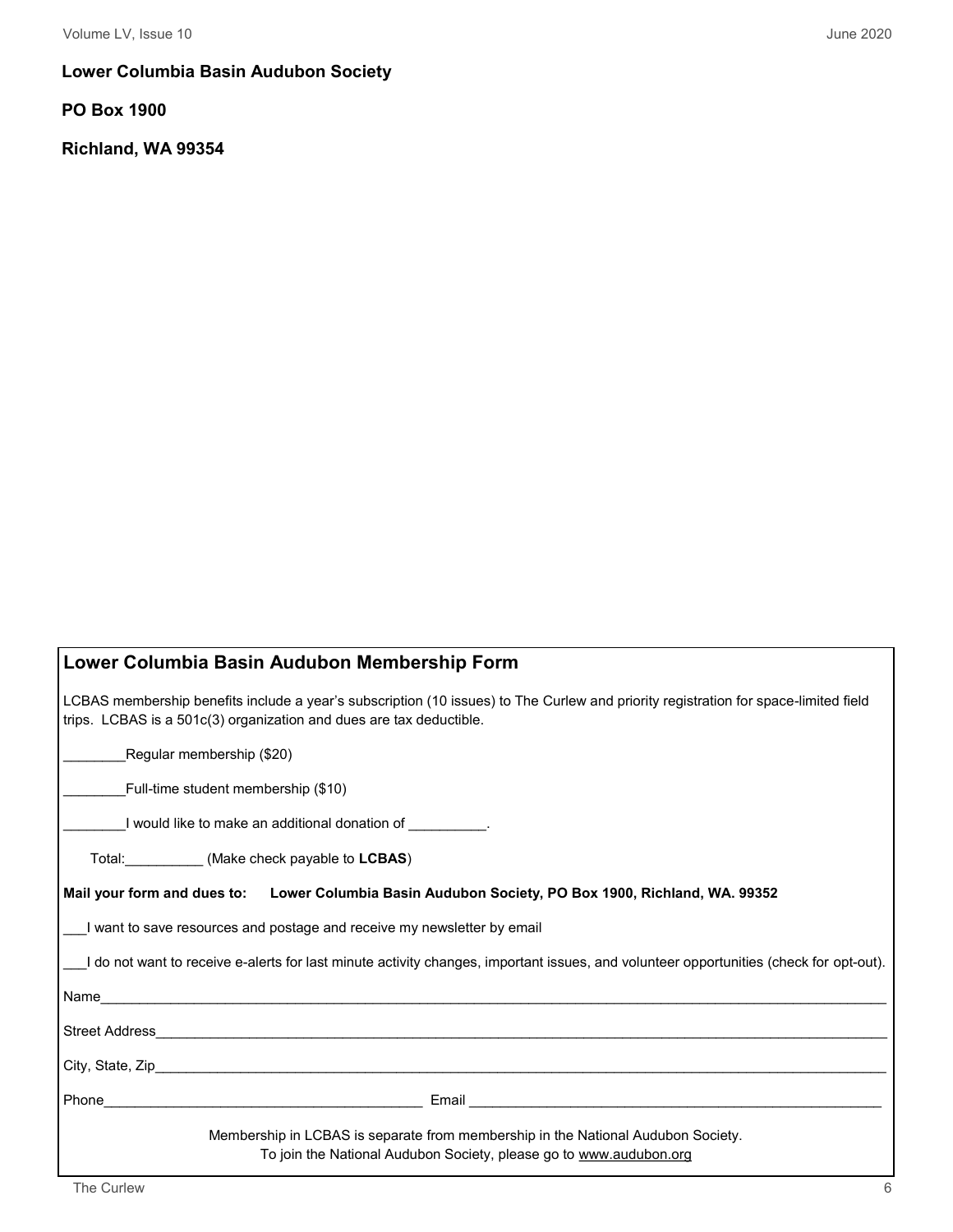**Lower Columbia Basin Audubon Society**

**PO Box 1900**

**Richland, WA 99354**

## Lower Columbia Basin Audubon Membership Form

LCBAS membership benefits include a year's subscription (10 issues) to The Curlew and priority registration for space-limited field trips. LCBAS is a 501c(3) organization and dues are tax deductible.

________Regular membership ($20)

________Full-time student membership ($10)

________I would like to make an additional donation of __________.

Total:__________ (Make check payable to **LCBAS**)

**Mail your form and dues to: Lower Columbia Basin Audubon Society, PO Box 1900, Richland, WA. 99352**

___I want to save resources and postage and receive my newsletter by email

___I do not want to receive e-alerts for last minute activity changes, important issues, and volunteer opportunities (check for opt-out).

Name________________________________________________________________________________

Street Address_________________________________________________________________________

City, State, Zip_________________________________________________________________________

Phone________________________________________ Email ______________________________________

Membership in LCBAS is separate from membership in the National Audubon Society.
To join the National Audubon Society, please go to www.audubon.org